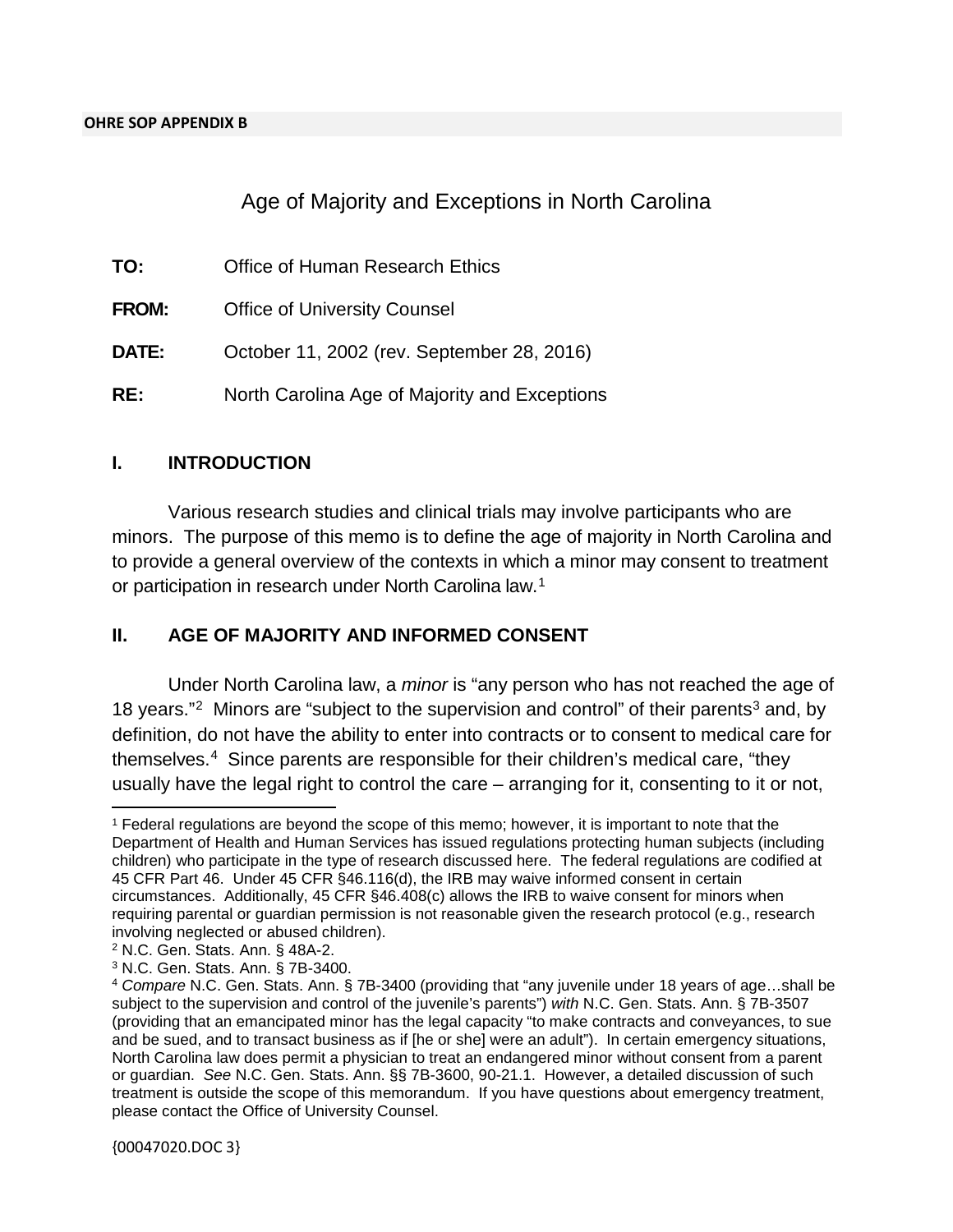OHRE SOP APPENDIX B

# Age of Majority and Exceptions in North Carolina

**TO:** Office of Human Research Ethics

**FROM:** Office of University Counsel

**DATE:** October 11, 2002 (rev. September 28, 2016)

**RE:** North Carolina Age of Majority and Exceptions

## I. INTRODUCTION

Various research studies and clinical trials may involve participants who are minors. The purpose of this memo is to define the age of majority in North Carolina and to provide a general overview of the contexts in which a minor may consent to treatment or participation in research under North Carolina law.[1]

## II. AGE OF MAJORITY AND INFORMED CONSENT

Under North Carolina law, a *minor* is "any person who has not reached the age of 18 years."[2] Minors are "subject to the supervision and control" of their parents[3] and, by definition, do not have the ability to enter into contracts or to consent to medical care for themselves.[4] Since parents are responsible for their children's medical care, "they usually have the legal right to control the care – arranging for it, consenting to it or not,

---

[1] Federal regulations are beyond the scope of this memo; however, it is important to note that the Department of Health and Human Services has issued regulations protecting human subjects (including children) who participate in the type of research discussed here. The federal regulations are codified at 45 CFR Part 46. Under 45 CFR §46.116(d), the IRB may waive informed consent in certain circumstances. Additionally, 45 CFR §46.408(c) allows the IRB to waive consent for minors when requiring parental or guardian permission is not reasonable given the research protocol (e.g., research involving neglected or abused children).

[2] N.C. Gen. Stats. Ann. § 48A-2.

[3] N.C. Gen. Stats. Ann. § 7B-3400.

[4] *Compare* N.C. Gen. Stats. Ann. § 7B-3400 (providing that "any juvenile under 18 years of age…shall be subject to the supervision and control of the juvenile's parents") *with* N.C. Gen. Stats. Ann. § 7B-3507 (providing that an emancipated minor has the legal capacity "to make contracts and conveyances, to sue and be sued, and to transact business as if [he or she] were an adult"). In certain emergency situations, North Carolina law does permit a physician to treat an endangered minor without consent from a parent or guardian. *See* N.C. Gen. Stats. Ann. §§ 7B-3600, 90-21.1. However, a detailed discussion of such treatment is outside the scope of this memorandum. If you have questions about emergency treatment, please contact the Office of University Counsel.

{00047020.DOC 3}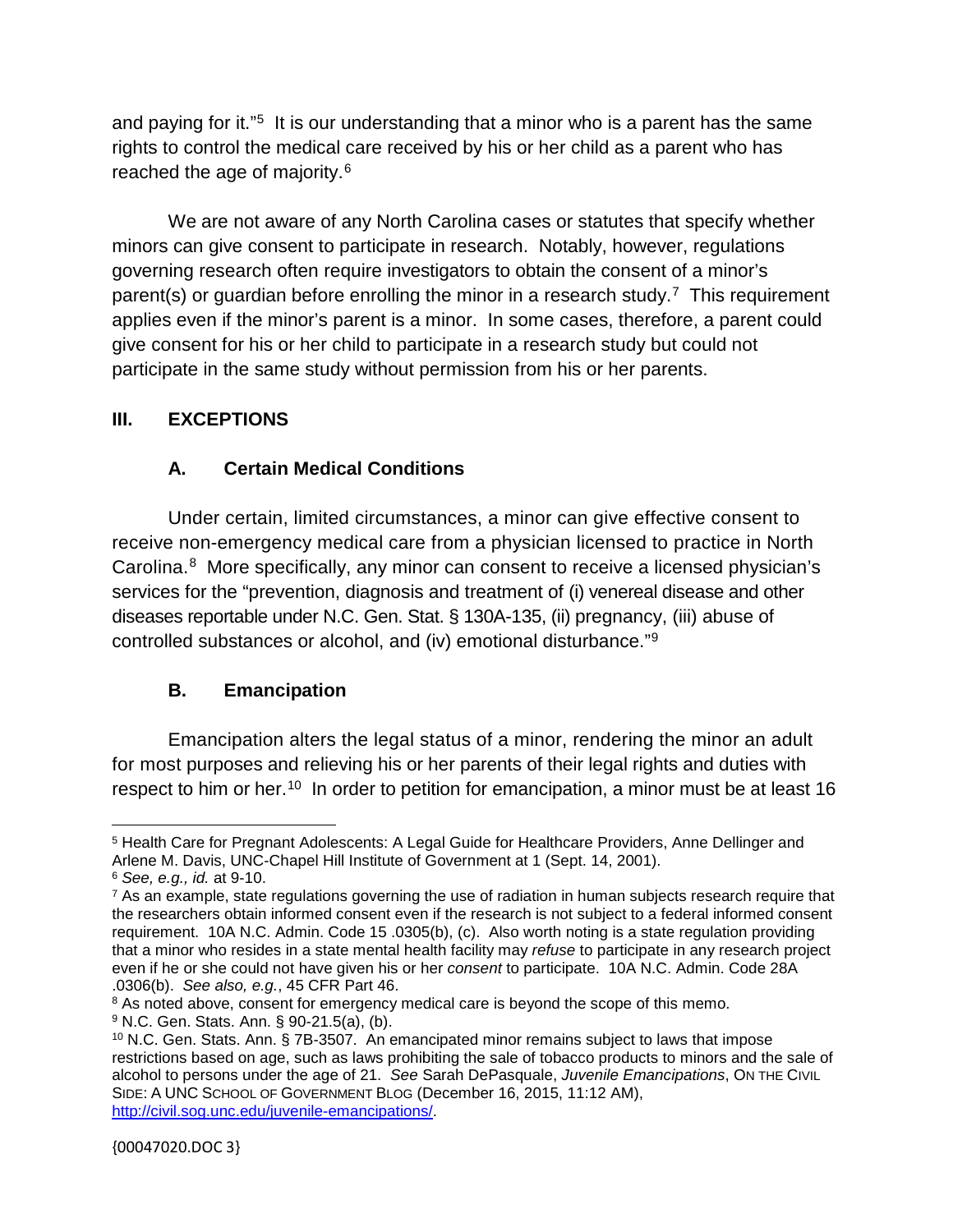and paying for it."[5] It is our understanding that a minor who is a parent has the same rights to control the medical care received by his or her child as a parent who has reached the age of majority.[6]

We are not aware of any North Carolina cases or statutes that specify whether minors can give consent to participate in research. Notably, however, regulations governing research often require investigators to obtain the consent of a minor's parent(s) or guardian before enrolling the minor in a research study.[7] This requirement applies even if the minor's parent is a minor. In some cases, therefore, a parent could give consent for his or her child to participate in a research study but could not participate in the same study without permission from his or her parents.

## III. EXCEPTIONS

### A. Certain Medical Conditions

Under certain, limited circumstances, a minor can give effective consent to receive non-emergency medical care from a physician licensed to practice in North Carolina.[8] More specifically, any minor can consent to receive a licensed physician's services for the "prevention, diagnosis and treatment of (i) venereal disease and other diseases reportable under N.C. Gen. Stat. § 130A-135, (ii) pregnancy, (iii) abuse of controlled substances or alcohol, and (iv) emotional disturbance."[9]

### B. Emancipation

Emancipation alters the legal status of a minor, rendering the minor an adult for most purposes and relieving his or her parents of their legal rights and duties with respect to him or her.[10] In order to petition for emancipation, a minor must be at least 16

---

[5] Health Care for Pregnant Adolescents: A Legal Guide for Healthcare Providers, Anne Dellinger and Arlene M. Davis, UNC-Chapel Hill Institute of Government at 1 (Sept. 14, 2001).

[6] *See, e.g., id.* at 9-10.

[7] As an example, state regulations governing the use of radiation in human subjects research require that the researchers obtain informed consent even if the research is not subject to a federal informed consent requirement. 10A N.C. Admin. Code 15 .0305(b), (c). Also worth noting is a state regulation providing that a minor who resides in a state mental health facility may *refuse* to participate in any research project even if he or she could not have given his or her *consent* to participate. 10A N.C. Admin. Code 28A .0306(b). *See also, e.g.*, 45 CFR Part 46.

[8] As noted above, consent for emergency medical care is beyond the scope of this memo.

[9] N.C. Gen. Stats. Ann. § 90-21.5(a), (b).

[10] N.C. Gen. Stats. Ann. § 7B-3507. An emancipated minor remains subject to laws that impose restrictions based on age, such as laws prohibiting the sale of tobacco products to minors and the sale of alcohol to persons under the age of 21. *See* Sarah DePasquale, *Juvenile Emancipations*, ON THE CIVIL SIDE: A UNC SCHOOL OF GOVERNMENT BLOG (December 16, 2015, 11:12 AM), http://civil.sog.unc.edu/juvenile-emancipations/.

{00047020.DOC 3}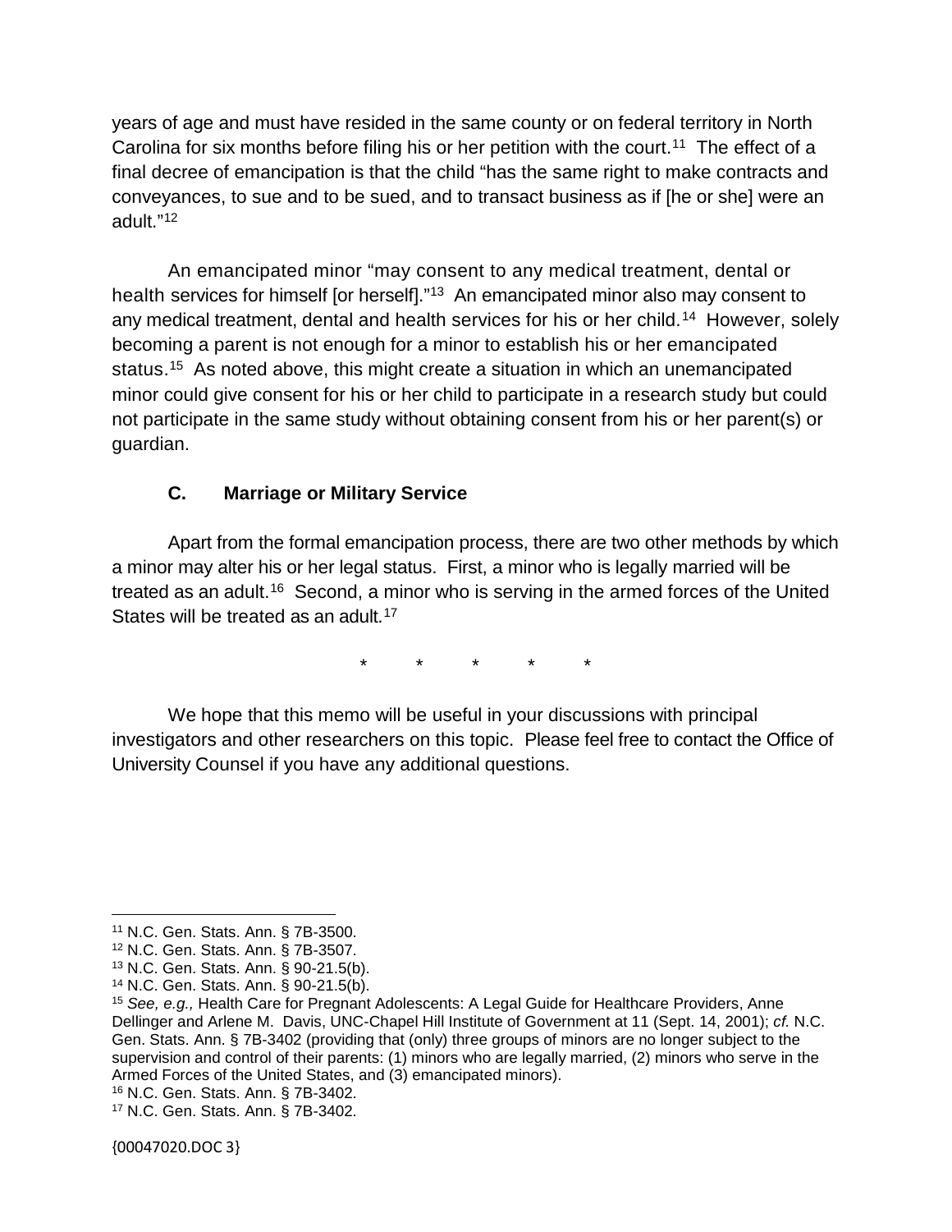years of age and must have resided in the same county or on federal territory in North Carolina for six months before filing his or her petition with the court.[11] The effect of a final decree of emancipation is that the child "has the same right to make contracts and conveyances, to sue and to be sued, and to transact business as if [he or she] were an adult."[12]

An emancipated minor "may consent to any medical treatment, dental or health services for himself [or herself]."[13] An emancipated minor also may consent to any medical treatment, dental and health services for his or her child.[14] However, solely becoming a parent is not enough for a minor to establish his or her emancipated status.[15] As noted above, this might create a situation in which an unemancipated minor could give consent for his or her child to participate in a research study but could not participate in the same study without obtaining consent from his or her parent(s) or guardian.

### C. Marriage or Military Service

Apart from the formal emancipation process, there are two other methods by which a minor may alter his or her legal status. First, a minor who is legally married will be treated as an adult.[16] Second, a minor who is serving in the armed forces of the United States will be treated as an adult.[17]

\* \* \* \* \*

We hope that this memo will be useful in your discussions with principal investigators and other researchers on this topic. Please feel free to contact the Office of University Counsel if you have any additional questions.

---

[11] N.C. Gen. Stats. Ann. § 7B-3500.

[12] N.C. Gen. Stats. Ann. § 7B-3507.

[13] N.C. Gen. Stats. Ann. § 90-21.5(b).

[14] N.C. Gen. Stats. Ann. § 90-21.5(b).

[15] *See, e.g.,* Health Care for Pregnant Adolescents: A Legal Guide for Healthcare Providers, Anne Dellinger and Arlene M. Davis, UNC-Chapel Hill Institute of Government at 11 (Sept. 14, 2001); *cf.* N.C. Gen. Stats. Ann. § 7B-3402 (providing that (only) three groups of minors are no longer subject to the supervision and control of their parents: (1) minors who are legally married, (2) minors who serve in the Armed Forces of the United States, and (3) emancipated minors).

[16] N.C. Gen. Stats. Ann. § 7B-3402.

[17] N.C. Gen. Stats. Ann. § 7B-3402.

{00047020.DOC 3}